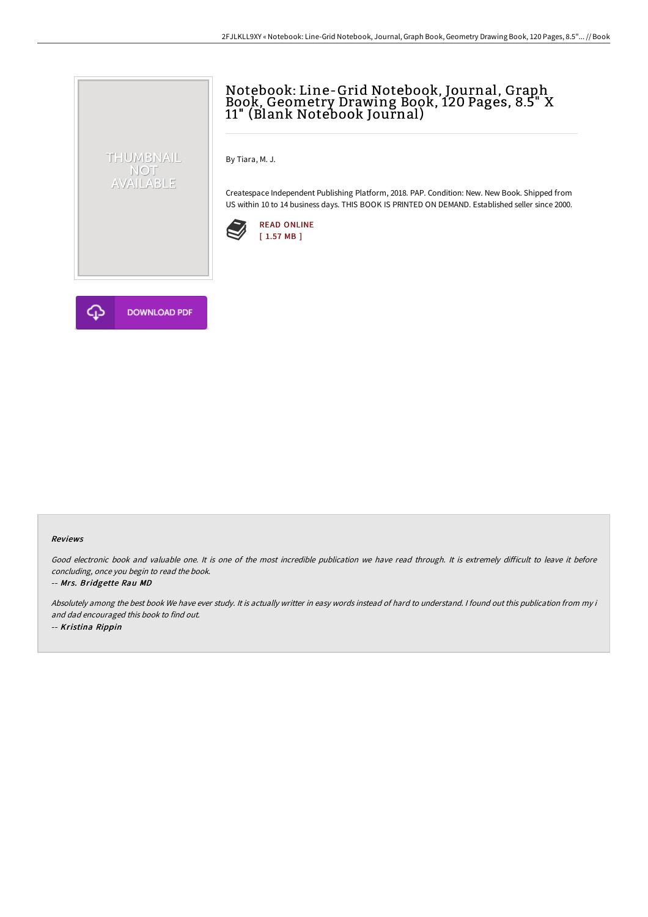# Notebook: Line-Grid Notebook, Journal, Graph Book, Geometry Drawing Book, 120 Pages, 8.5" X 11" (Blank Notebook Journal)

By Tiara, M. J.

Createspace Independent Publishing Platform, 2018. PAP. Condition: New. New Book. Shipped from US within 10 to 14 business days. THIS BOOK IS PRINTED ON DEMAND. Established seller since 2000.

READ ONLINE
[ 1.57 MB ]

DOWNLOAD PDF

### Reviews

*Good electronic book and valuable one. It is one of the most incredible publication we have read through. It is extremely difficult to leave it before concluding, once you begin to read the book.*

-- ***Mrs. Bridgette Rau MD***

*Absolutely among the best book We have ever study. It is actually writter in easy words instead of hard to understand. I found out this publication from my i and dad encouraged this book to find out.*

-- ***Kristina Rippin***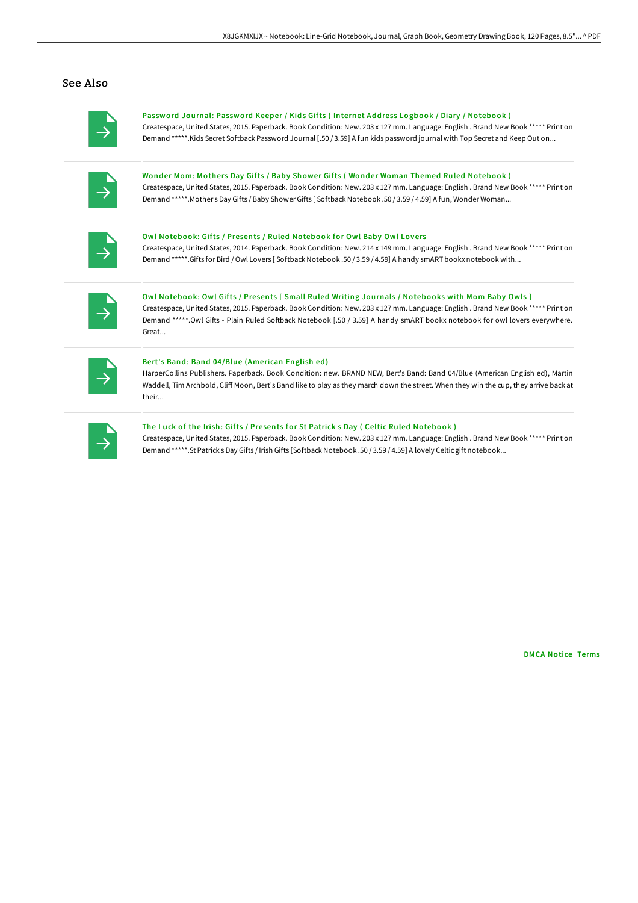## See Also

**Password Journal: Password Keeper / Kids Gifts ( Internet Address Logbook / Diary / Notebook )**
Createspace, United States, 2015. Paperback. Book Condition: New. 203 x 127 mm. Language: English . Brand New Book ***** Print on Demand *****.Kids Secret Softback Password Journal [.50 / 3.59] A fun kids password journal with Top Secret and Keep Out on...

**Wonder Mom: Mothers Day Gifts / Baby Shower Gifts ( Wonder Woman Themed Ruled Notebook )**
Createspace, United States, 2015. Paperback. Book Condition: New. 203 x 127 mm. Language: English . Brand New Book ***** Print on Demand *****.Mother s Day Gifts / Baby Shower Gifts [ Softback Notebook .50 / 3.59 / 4.59] A fun, Wonder Woman...

**Owl Notebook: Gifts / Presents / Ruled Notebook for Owl Baby Owl Lovers**
Createspace, United States, 2014. Paperback. Book Condition: New. 214 x 149 mm. Language: English . Brand New Book ***** Print on Demand *****.Gifts for Bird / Owl Lovers [ Softback Notebook .50 / 3.59 / 4.59] A handy smART bookx notebook with...

**Owl Notebook: Owl Gifts / Presents [ Small Ruled Writing Journals / Notebooks with Mom Baby Owls ]**
Createspace, United States, 2015. Paperback. Book Condition: New. 203 x 127 mm. Language: English . Brand New Book ***** Print on Demand *****.Owl Gifts - Plain Ruled Softback Notebook [.50 / 3.59] A handy smART bookx notebook for owl lovers everywhere. Great...

**Bert's Band: Band 04/Blue (American English ed)**
HarperCollins Publishers. Paperback. Book Condition: new. BRAND NEW, Bert's Band: Band 04/Blue (American English ed), Martin Waddell, Tim Archbold, Cliff Moon, Bert's Band like to play as they march down the street. When they win the cup, they arrive back at their...

**The Luck of the Irish: Gifts / Presents for St Patrick s Day ( Celtic Ruled Notebook )**
Createspace, United States, 2015. Paperback. Book Condition: New. 203 x 127 mm. Language: English . Brand New Book ***** Print on Demand *****.St Patrick s Day Gifts / Irish Gifts [Softback Notebook .50 / 3.59 / 4.59] A lovely Celtic gift notebook...